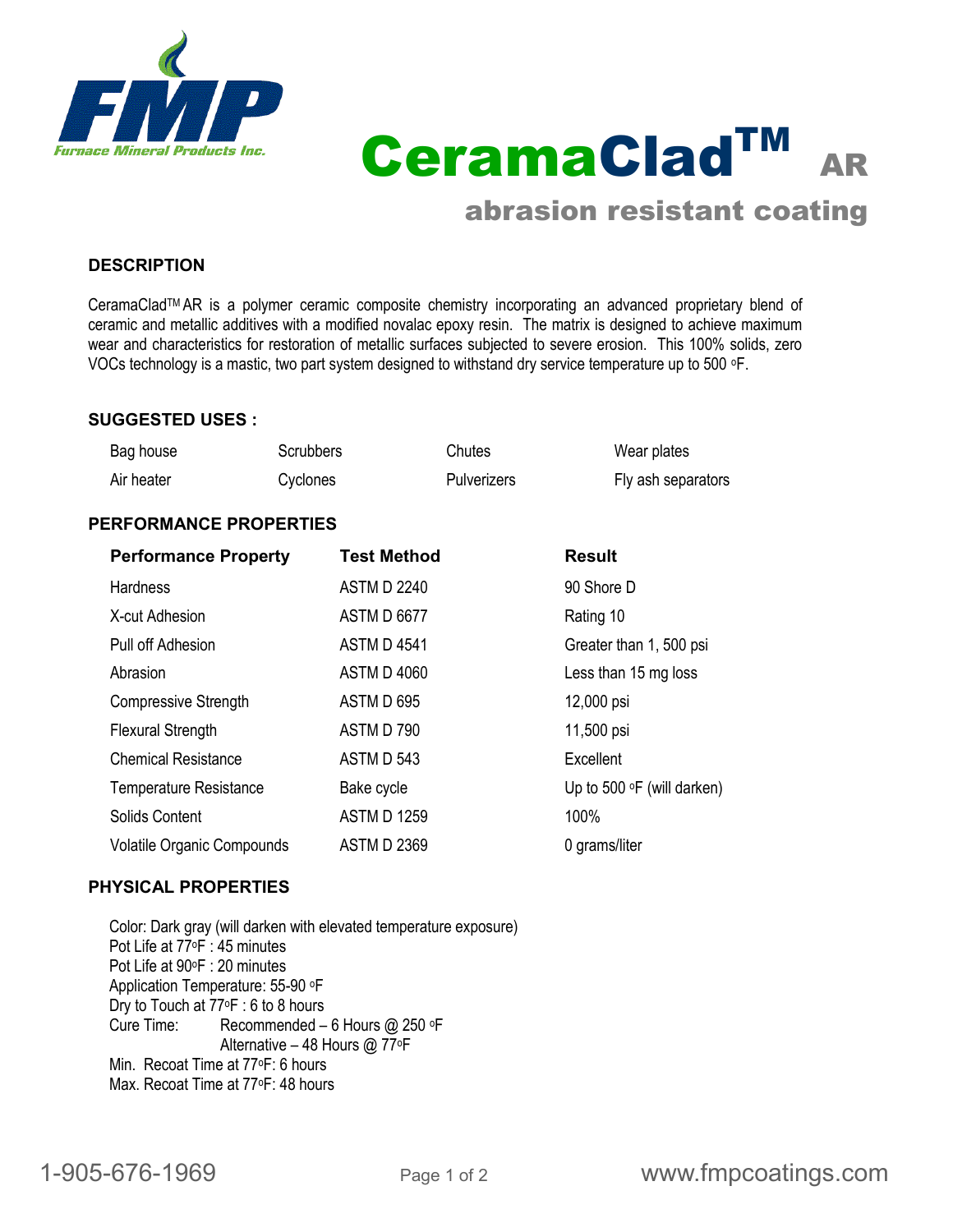FMP Furnace Mineral Products Inc.

# CeramaClad™ AR

## abrasion resistant coating

### DESCRIPTION

CeramaClad™ AR is a polymer ceramic composite chemistry incorporating an advanced proprietary blend of ceramic and metallic additives with a modified novalac epoxy resin. The matrix is designed to achieve maximum wear and characteristics for restoration of metallic surfaces subjected to severe erosion. This 100% solids, zero VOCs technology is a mastic, two part system designed to withstand dry service temperature up to 500 °F.

### SUGGESTED USES :

| | | | |
|---|---|---|---|
| Bag house | Scrubbers | Chutes | Wear plates |
| Air heater | Cyclones | Pulverizers | Fly ash separators |

### PERFORMANCE PROPERTIES

| Performance Property | Test Method | Result |
|---|---|---|
| Hardness | ASTM D 2240 | 90 Shore D |
| X-cut Adhesion | ASTM D 6677 | Rating 10 |
| Pull off Adhesion | ASTM D 4541 | Greater than 1, 500 psi |
| Abrasion | ASTM D 4060 | Less than 15 mg loss |
| Compressive Strength | ASTM D 695 | 12,000 psi |
| Flexural Strength | ASTM D 790 | 11,500 psi |
| Chemical Resistance | ASTM D 543 | Excellent |
| Temperature Resistance | Bake cycle | Up to 500 °F (will darken) |
| Solids Content | ASTM D 1259 | 100% |
| Volatile Organic Compounds | ASTM D 2369 | 0 grams/liter |

### PHYSICAL PROPERTIES

Color: Dark gray (will darken with elevated temperature exposure)
Pot Life at 77°F : 45 minutes
Pot Life at 90°F : 20 minutes
Application Temperature: 55-90 °F
Dry to Touch at 77°F : 6 to 8 hours
Cure Time: Recommended – 6 Hours @ 250 °F
Alternative – 48 Hours @ 77°F
Min. Recoat Time at 77°F: 6 hours
Max. Recoat Time at 77°F: 48 hours

1-905-676-1969 www.fmpcoatings.com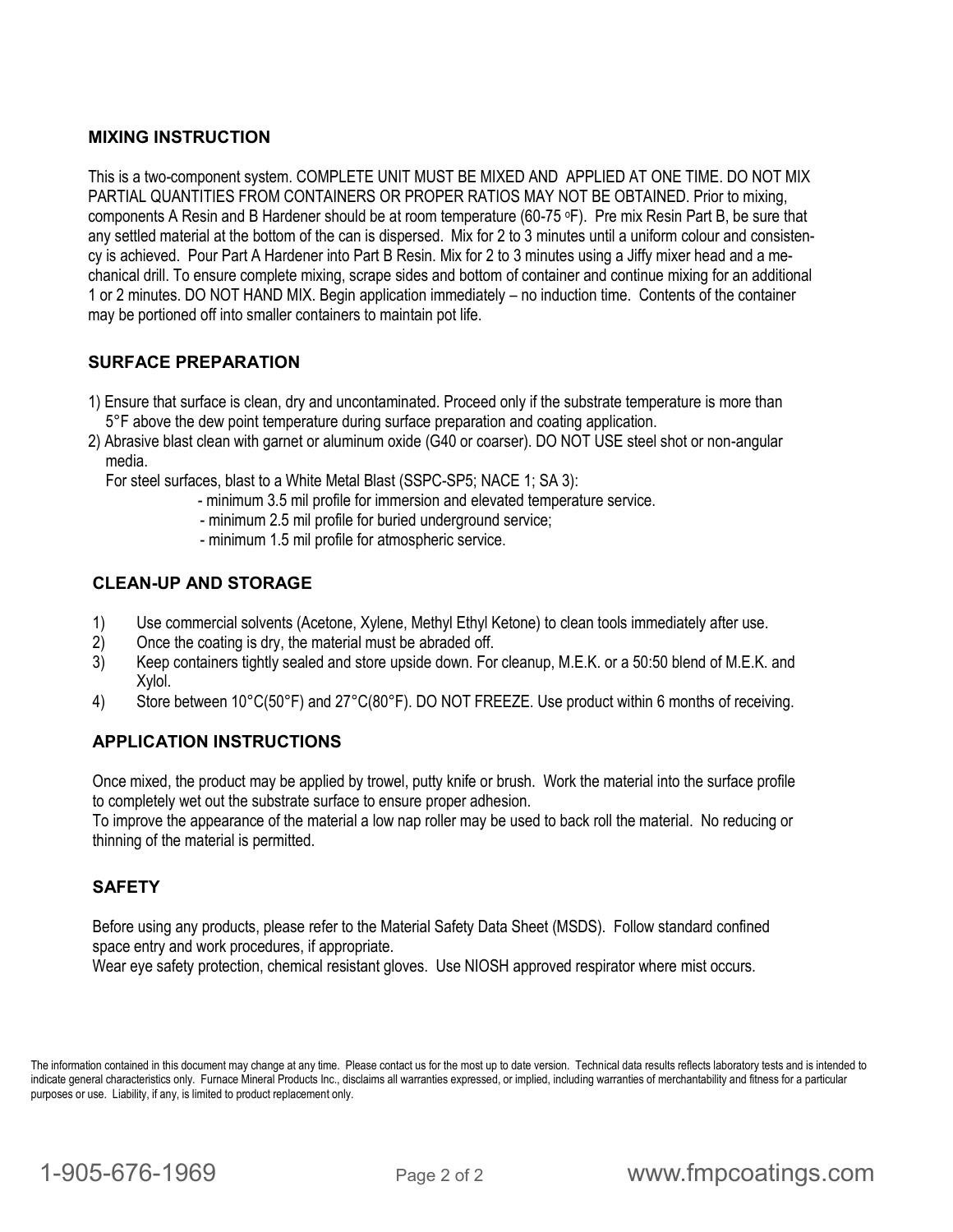## MIXING INSTRUCTION

This is a two-component system. COMPLETE UNIT MUST BE MIXED AND APPLIED AT ONE TIME. DO NOT MIX PARTIAL QUANTITIES FROM CONTAINERS OR PROPER RATIOS MAY NOT BE OBTAINED. Prior to mixing, components A Resin and B Hardener should be at room temperature (60-75 °F). Pre mix Resin Part B, be sure that any settled material at the bottom of the can is dispersed. Mix for 2 to 3 minutes until a uniform colour and consistency is achieved. Pour Part A Hardener into Part B Resin. Mix for 2 to 3 minutes using a Jiffy mixer head and a mechanical drill. To ensure complete mixing, scrape sides and bottom of container and continue mixing for an additional 1 or 2 minutes. DO NOT HAND MIX. Begin application immediately – no induction time. Contents of the container may be portioned off into smaller containers to maintain pot life.

## SURFACE PREPARATION

1) Ensure that surface is clean, dry and uncontaminated. Proceed only if the substrate temperature is more than 5°F above the dew point temperature during surface preparation and coating application.
2) Abrasive blast clean with garnet or aluminum oxide (G40 or coarser). DO NOT USE steel shot or non-angular media.
   For steel surfaces, blast to a White Metal Blast (SSPC-SP5; NACE 1; SA 3):
   - minimum 3.5 mil profile for immersion and elevated temperature service.
   - minimum 2.5 mil profile for buried underground service;
   - minimum 1.5 mil profile for atmospheric service.

## CLEAN-UP AND STORAGE

1) Use commercial solvents (Acetone, Xylene, Methyl Ethyl Ketone) to clean tools immediately after use.
2) Once the coating is dry, the material must be abraded off.
3) Keep containers tightly sealed and store upside down. For cleanup, M.E.K. or a 50:50 blend of M.E.K. and Xylol.
4) Store between 10°C(50°F) and 27°C(80°F). DO NOT FREEZE. Use product within 6 months of receiving.

## APPLICATION INSTRUCTIONS

Once mixed, the product may be applied by trowel, putty knife or brush. Work the material into the surface profile to completely wet out the substrate surface to ensure proper adhesion.
To improve the appearance of the material a low nap roller may be used to back roll the material. No reducing or thinning of the material is permitted.

## SAFETY

Before using any products, please refer to the Material Safety Data Sheet (MSDS). Follow standard confined space entry and work procedures, if appropriate.
Wear eye safety protection, chemical resistant gloves. Use NIOSH approved respirator where mist occurs.

The information contained in this document may change at any time. Please contact us for the most up to date version. Technical data results reflects laboratory tests and is intended to indicate general characteristics only. Furnace Mineral Products Inc., disclaims all warranties expressed, or implied, including warranties of merchantability and fitness for a particular purposes or use. Liability, if any, is limited to product replacement only.

1-905-676-1969 www.fmpcoatings.com